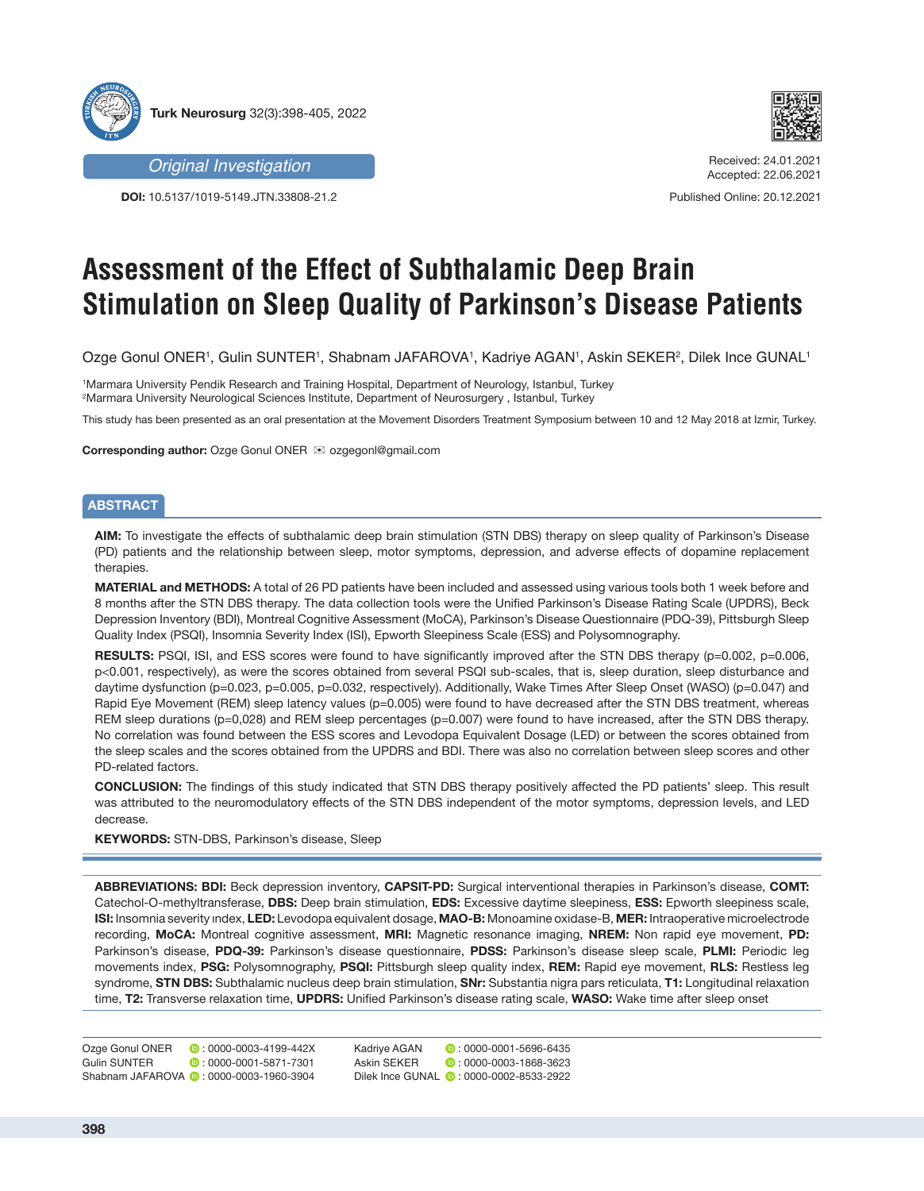Original Investigation

DOI: 10.5137/1019-5149.JTN.33808-21.2

Received: 24.01.2021
Accepted: 22.06.2021

Published Online: 20.12.2021

# Assessment of the Effect of Subthalamic Deep Brain Stimulation on Sleep Quality of Parkinson's Disease Patients

Ozge Gonul ONER[1], Gulin SUNTER[1], Shabnam JAFAROVA[1], Kadriye AGAN[1], Askin SEKER[2], Dilek Ince GUNAL[1]

[1]Marmara University Pendik Research and Training Hospital, Department of Neurology, Istanbul, Turkey
[2]Marmara University Neurological Sciences Institute, Department of Neurosurgery , Istanbul, Turkey

This study has been presented as an oral presentation at the Movement Disorders Treatment Symposium between 10 and 12 May 2018 at Izmir, Turkey.

**Corresponding author:** Ozge Gonul ONER ✉ ozgegonl@gmail.com

## ABSTRACT

**AIM:** To investigate the effects of subthalamic deep brain stimulation (STN DBS) therapy on sleep quality of Parkinson's Disease (PD) patients and the relationship between sleep, motor symptoms, depression, and adverse effects of dopamine replacement therapies.

**MATERIAL and METHODS:** A total of 26 PD patients have been included and assessed using various tools both 1 week before and 8 months after the STN DBS therapy. The data collection tools were the Unified Parkinson's Disease Rating Scale (UPDRS), Beck Depression Inventory (BDI), Montreal Cognitive Assessment (MoCA), Parkinson's Disease Questionnaire (PDQ-39), Pittsburgh Sleep Quality Index (PSQI), Insomnia Severity Index (ISI), Epworth Sleepiness Scale (ESS) and Polysomnography.

**RESULTS:** PSQI, ISI, and ESS scores were found to have significantly improved after the STN DBS therapy (p=0.002, p=0.006, p<0.001, respectively), as were the scores obtained from several PSQI sub-scales, that is, sleep duration, sleep disturbance and daytime dysfunction (p=0.023, p=0.005, p=0.032, respectively). Additionally, Wake Times After Sleep Onset (WASO) (p=0.047) and Rapid Eye Movement (REM) sleep latency values (p=0.005) were found to have decreased after the STN DBS treatment, whereas REM sleep durations (p=0,028) and REM sleep percentages (p=0.007) were found to have increased, after the STN DBS therapy. No correlation was found between the ESS scores and Levodopa Equivalent Dosage (LED) or between the scores obtained from the sleep scales and the scores obtained from the UPDRS and BDI. There was also no correlation between sleep scores and other PD-related factors.

**CONCLUSION:** The findings of this study indicated that STN DBS therapy positively affected the PD patients' sleep. This result was attributed to the neuromodulatory effects of the STN DBS independent of the motor symptoms, depression levels, and LED decrease.

**KEYWORDS:** STN-DBS, Parkinson's disease, Sleep

**ABBREVIATIONS: BDI:** Beck depression inventory, **CAPSIT-PD:** Surgical interventional therapies in Parkinson's disease, **COMT:** Catechol-O-methyltransferase, **DBS:** Deep brain stimulation, **EDS:** Excessive daytime sleepiness, **ESS:** Epworth sleepiness scale, **ISI:** Insomnia severity index, **LED:** Levodopa equivalent dosage, **MAO-B:** Monoamine oxidase-B, **MER:** Intraoperative microelectrode recording, **MoCA:** Montreal cognitive assessment, **MRI:** Magnetic resonance imaging, **NREM:** Non rapid eye movement, **PD:** Parkinson's disease, **PDQ-39:** Parkinson's disease questionnaire, **PDSS:** Parkinson's disease sleep scale, **PLMI:** Periodic leg movements index, **PSG:** Polysomnography, **PSQI:** Pittsburgh sleep quality index, **REM:** Rapid eye movement, **RLS:** Restless leg syndrome, **STN DBS:** Subthalamic nucleus deep brain stimulation, **SNr:** Substantia nigra pars reticulata, **T1:** Longitudinal relaxation time, **T2:** Transverse relaxation time, **UPDRS:** Unified Parkinson's disease rating scale, **WASO:** Wake time after sleep onset

| | |
|---|---|
| Ozge Gonul ONER : 0000-0003-4199-442X | Kadriye AGAN : 0000-0001-5696-6435 |
| Gulin SUNTER : 0000-0001-5871-7301 | Askin SEKER : 0000-0003-1868-3623 |
| Shabnam JAFAROVA : 0000-0003-1960-3904 | Dilek Ince GUNAL : 0000-0002-8533-2922 |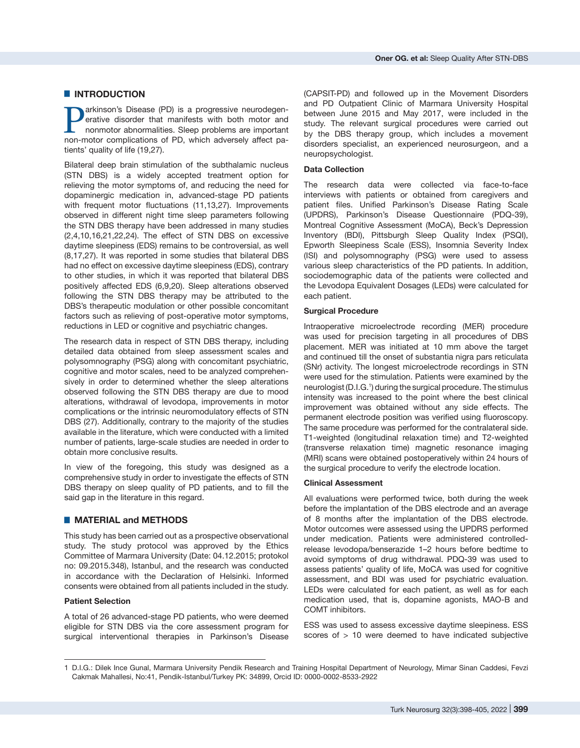## INTRODUCTION

Parkinson's Disease (PD) is a progressive neurodegenerative disorder that manifests with both motor and nonmotor abnormalities. Sleep problems are important non-motor complications of PD, which adversely affect patients' quality of life (19,27).

Bilateral deep brain stimulation of the subthalamic nucleus (STN DBS) is a widely accepted treatment option for relieving the motor symptoms of, and reducing the need for dopaminergic medication in, advanced-stage PD patients with frequent motor fluctuations (11,13,27). Improvements observed in different night time sleep parameters following the STN DBS therapy have been addressed in many studies (2,4,10,16,21,22,24). The effect of STN DBS on excessive daytime sleepiness (EDS) remains to be controversial, as well (8,17,27). It was reported in some studies that bilateral DBS had no effect on excessive daytime sleepiness (EDS), contrary to other studies, in which it was reported that bilateral DBS positively affected EDS (6,9,20). Sleep alterations observed following the STN DBS therapy may be attributed to the DBS's therapeutic modulation or other possible concomitant factors such as relieving of post-operative motor symptoms, reductions in LED or cognitive and psychiatric changes.

The research data in respect of STN DBS therapy, including detailed data obtained from sleep assessment scales and polysomnography (PSG) along with concomitant psychiatric, cognitive and motor scales, need to be analyzed comprehensively in order to determined whether the sleep alterations observed following the STN DBS therapy are due to mood alterations, withdrawal of levodopa, improvements in motor complications or the intrinsic neuromodulatory effects of STN DBS (27). Additionally, contrary to the majority of the studies available in the literature, which were conducted with a limited number of patients, large-scale studies are needed in order to obtain more conclusive results.

In view of the foregoing, this study was designed as a comprehensive study in order to investigate the effects of STN DBS therapy on sleep quality of PD patients, and to fill the said gap in the literature in this regard.

## MATERIAL and METHODS

This study has been carried out as a prospective observational study. The study protocol was approved by the Ethics Committee of Marmara University (Date: 04.12.2015; protokol no: 09.2015.348), Istanbul, and the research was conducted in accordance with the Declaration of Helsinki. Informed consents were obtained from all patients included in the study.

### Patient Selection

A total of 26 advanced-stage PD patients, who were deemed eligible for STN DBS via the core assessment program for surgical interventional therapies in Parkinson's Disease (CAPSIT-PD) and followed up in the Movement Disorders and PD Outpatient Clinic of Marmara University Hospital between June 2015 and May 2017, were included in the study. The relevant surgical procedures were carried out by the DBS therapy group, which includes a movement disorders specialist, an experienced neurosurgeon, and a neuropsychologist.

### Data Collection

The research data were collected via face-to-face interviews with patients or obtained from caregivers and patient files. Unified Parkinson's Disease Rating Scale (UPDRS), Parkinson's Disease Questionnaire (PDQ-39), Montreal Cognitive Assessment (MoCA), Beck's Depression Inventory (BDI), Pittsburgh Sleep Quality Index (PSQI), Epworth Sleepiness Scale (ESS), Insomnia Severity Index (ISI) and polysomnography (PSG) were used to assess various sleep characteristics of the PD patients. In addition, sociodemographic data of the patients were collected and the Levodopa Equivalent Dosages (LEDs) were calculated for each patient.

### Surgical Procedure

Intraoperative microelectrode recording (MER) procedure was used for precision targeting in all procedures of DBS placement. MER was initiated at 10 mm above the target and continued till the onset of substantia nigra pars reticulata (SNr) activity. The longest microelectrode recordings in STN were used for the stimulation. Patients were examined by the neurologist (D.I.G.[1]) during the surgical procedure. The stimulus intensity was increased to the point where the best clinical improvement was obtained without any side effects. The permanent electrode position was verified using fluoroscopy. The same procedure was performed for the contralateral side. T1-weighted (longitudinal relaxation time) and T2-weighted (transverse relaxation time) magnetic resonance imaging (MRI) scans were obtained postoperatively within 24 hours of the surgical procedure to verify the electrode location.

### Clinical Assessment

All evaluations were performed twice, both during the week before the implantation of the DBS electrode and an average of 8 months after the implantation of the DBS electrode. Motor outcomes were assessed using the UPDRS performed under medication. Patients were administered controlled-release levodopa/benserazide 1–2 hours before bedtime to avoid symptoms of drug withdrawal. PDQ-39 was used to assess patients' quality of life, MoCA was used for cognitive assessment, and BDI was used for psychiatric evaluation. LEDs were calculated for each patient, as well as for each medication used, that is, dopamine agonists, MAO-B and COMT inhibitors.

ESS was used to assess excessive daytime sleepiness. ESS scores of > 10 were deemed to have indicated subjective

---

1 D.I.G.: Dilek Ince Gunal, Marmara University Pendik Research and Training Hospital Department of Neurology, Mimar Sinan Caddesi, Fevzi Cakmak Mahallesi, No:41, Pendik-Istanbul/Turkey PK: 34899, Orcid ID: 0000-0002-8533-2922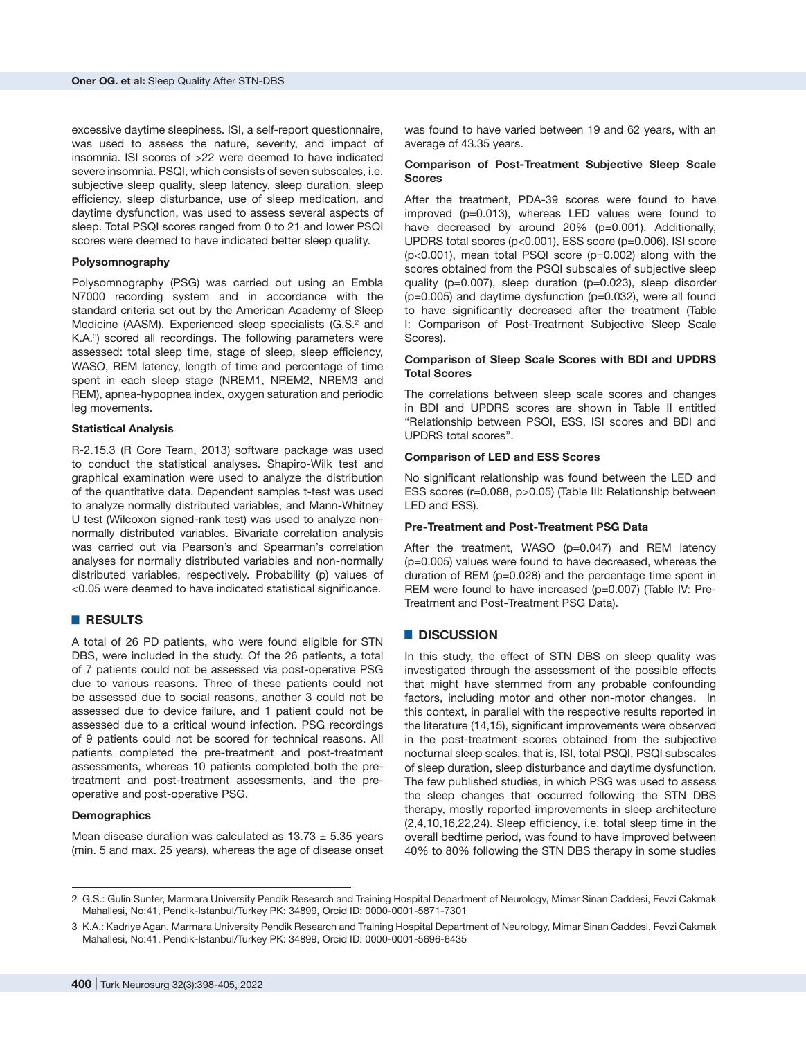excessive daytime sleepiness. ISI, a self-report questionnaire, was used to assess the nature, severity, and impact of insomnia. ISI scores of >22 were deemed to have indicated severe insomnia. PSQI, which consists of seven subscales, i.e. subjective sleep quality, sleep latency, sleep duration, sleep efficiency, sleep disturbance, use of sleep medication, and daytime dysfunction, was used to assess several aspects of sleep. Total PSQI scores ranged from 0 to 21 and lower PSQI scores were deemed to have indicated better sleep quality.

### Polysomnography

Polysomnography (PSG) was carried out using an Embla N7000 recording system and in accordance with the standard criteria set out by the American Academy of Sleep Medicine (AASM). Experienced sleep specialists (G.S.[2] and K.A.[3]) scored all recordings. The following parameters were assessed: total sleep time, stage of sleep, sleep efficiency, WASO, REM latency, length of time and percentage of time spent in each sleep stage (NREM1, NREM2, NREM3 and REM), apnea-hypopnea index, oxygen saturation and periodic leg movements.

### Statistical Analysis

R-2.15.3 (R Core Team, 2013) software package was used to conduct the statistical analyses. Shapiro-Wilk test and graphical examination were used to analyze the distribution of the quantitative data. Dependent samples t-test was used to analyze normally distributed variables, and Mann-Whitney U test (Wilcoxon signed-rank test) was used to analyze non-normally distributed variables. Bivariate correlation analysis was carried out via Pearson's and Spearman's correlation analyses for normally distributed variables and non-normally distributed variables, respectively. Probability (p) values of <0.05 were deemed to have indicated statistical significance.

## RESULTS

A total of 26 PD patients, who were found eligible for STN DBS, were included in the study. Of the 26 patients, a total of 7 patients could not be assessed via post-operative PSG due to various reasons. Three of these patients could not be assessed due to social reasons, another 3 could not be assessed due to device failure, and 1 patient could not be assessed due to a critical wound infection. PSG recordings of 9 patients could not be scored for technical reasons. All patients completed the pre-treatment and post-treatment assessments, whereas 10 patients completed both the pre-treatment and post-treatment assessments, and the pre-operative and post-operative PSG.

### Demographics

Mean disease duration was calculated as 13.73 ± 5.35 years (min. 5 and max. 25 years), whereas the age of disease onset was found to have varied between 19 and 62 years, with an average of 43.35 years.

### Comparison of Post-Treatment Subjective Sleep Scale Scores

After the treatment, PDA-39 scores were found to have improved (p=0.013), whereas LED values were found to have decreased by around 20% (p=0.001). Additionally, UPDRS total scores (p<0.001), ESS score (p=0.006), ISI score (p<0.001), mean total PSQI score (p=0.002) along with the scores obtained from the PSQI subscales of subjective sleep quality (p=0.007), sleep duration (p=0.023), sleep disorder (p=0.005) and daytime dysfunction (p=0.032), were all found to have significantly decreased after the treatment (Table I: Comparison of Post-Treatment Subjective Sleep Scale Scores).

### Comparison of Sleep Scale Scores with BDI and UPDRS Total Scores

The correlations between sleep scale scores and changes in BDI and UPDRS scores are shown in Table II entitled "Relationship between PSQI, ESS, ISI scores and BDI and UPDRS total scores".

### Comparison of LED and ESS Scores

No significant relationship was found between the LED and ESS scores (r=0.088, p>0.05) (Table III: Relationship between LED and ESS).

### Pre-Treatment and Post-Treatment PSG Data

After the treatment, WASO (p=0.047) and REM latency (p=0.005) values were found to have decreased, whereas the duration of REM (p=0.028) and the percentage time spent in REM were found to have increased (p=0.007) (Table IV: Pre-Treatment and Post-Treatment PSG Data).

## DISCUSSION

In this study, the effect of STN DBS on sleep quality was investigated through the assessment of the possible effects that might have stemmed from any probable confounding factors, including motor and other non-motor changes. In this context, in parallel with the respective results reported in the literature (14,15), significant improvements were observed in the post-treatment scores obtained from the subjective nocturnal sleep scales, that is, ISI, total PSQI, PSQI subscales of sleep duration, sleep disturbance and daytime dysfunction. The few published studies, in which PSG was used to assess the sleep changes that occurred following the STN DBS therapy, mostly reported improvements in sleep architecture (2,4,10,16,22,24). Sleep efficiency, i.e. total sleep time in the overall bedtime period, was found to have improved between 40% to 80% following the STN DBS therapy in some studies

---

2 G.S.: Gulin Sunter, Marmara University Pendik Research and Training Hospital Department of Neurology, Mimar Sinan Caddesi, Fevzi Cakmak Mahallesi, No:41, Pendik-Istanbul/Turkey PK: 34899, Orcid ID: 0000-0001-5871-7301

3 K.A.: Kadriye Agan, Marmara University Pendik Research and Training Hospital Department of Neurology, Mimar Sinan Caddesi, Fevzi Cakmak Mahallesi, No:41, Pendik-Istanbul/Turkey PK: 34899, Orcid ID: 0000-0001-5696-6435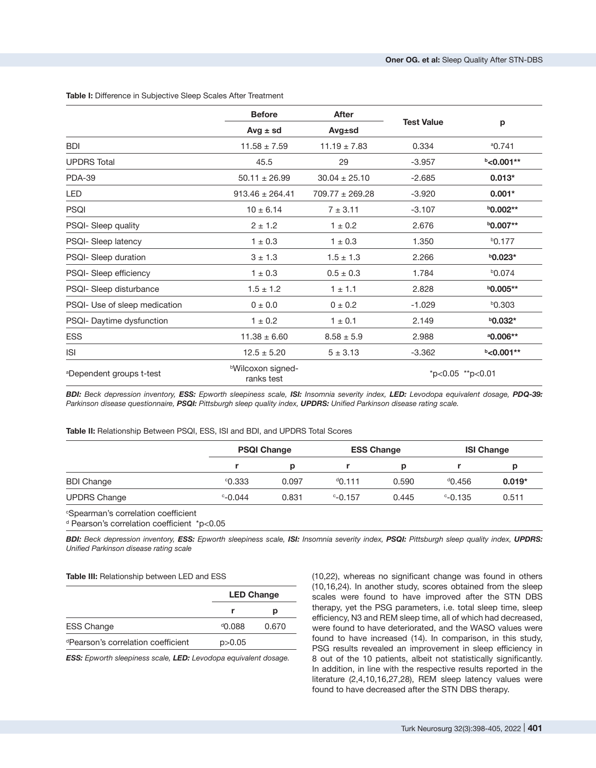**Table I:** Difference in Subjective Sleep Scales After Treatment

| | Before | After | Test Value | p |
|---|---|---|---|---|
| | Avg ± sd | Avg±sd | | |
| BDI | 11.58 ± 7.59 | 11.19 ± 7.83 | 0.334 | [a]0.741 |
| UPDRS Total | 45.5 | 29 | -3.957 | **[b]<0.001**** |
| PDA-39 | 50.11 ± 26.99 | 30.04 ± 25.10 | -2.685 | **0.013*** |
| LED | 913.46 ± 264.41 | 709.77 ± 269.28 | -3.920 | **0.001*** |
| PSQI | 10 ± 6.14 | 7 ± 3.11 | -3.107 | **[b]0.002**** |
| PSQI- Sleep quality | 2 ± 1.2 | 1 ± 0.2 | 2.676 | **[b]0.007**** |
| PSQI- Sleep latency | 1 ± 0.3 | 1 ± 0.3 | 1.350 | [b]0.177 |
| PSQI- Sleep duration | 3 ± 1.3 | 1.5 ± 1.3 | 2.266 | **[b]0.023*** |
| PSQI- Sleep efficiency | 1 ± 0.3 | 0.5 ± 0.3 | 1.784 | [b]0.074 |
| PSQI- Sleep disturbance | 1.5 ± 1.2 | 1 ± 1.1 | 2.828 | **[b]0.005**** |
| PSQI- Use of sleep medication | 0 ± 0.0 | 0 ± 0.2 | -1.029 | [b]0.303 |
| PSQI- Daytime dysfunction | 1 ± 0.2 | 1 ± 0.1 | 2.149 | **[b]0.032*** |
| ESS | 11.38 ± 6.60 | 8.58 ± 5.9 | 2.988 | **[a]0.006**** |
| ISI | 12.5 ± 5.20 | 5 ± 3.13 | -3.362 | **[b]<0.001**** |
| [a]Dependent groups t-test | [b]Wilcoxon signed-ranks test | | *p<0.05 **p<0.01 | |

***BDI:*** *Beck depression inventory,* ***ESS:*** *Epworth sleepiness scale,* ***ISI:*** *Insomnia severity index,* ***LED:*** *Levodopa equivalent dosage,* ***PDQ-39:*** *Parkinson disease questionnaire,* ***PSQI:*** *Pittsburgh sleep quality index,* ***UPDRS:*** *Unified Parkinson disease rating scale.*

**Table II:** Relationship Between PSQI, ESS, ISI and BDI, and UPDRS Total Scores

| | PSQI Change | | ESS Change | | ISI Change | |
|---|---|---|---|---|---|---|
| | r | p | r | p | r | p |
| BDI Change | [c]0.333 | 0.097 | [d]0.111 | 0.590 | [d]0.456 | **0.019*** |
| UPDRS Change | [c]-0.044 | 0.831 | [c]-0.157 | 0.445 | [c]-0.135 | 0.511 |

[c]Spearman's correlation coefficient
[d] Pearson's correlation coefficient *p<0.05

***BDI:*** *Beck depression inventory,* ***ESS:*** *Epworth sleepiness scale,* ***ISI:*** *Insomnia severity index,* ***PSQI:*** *Pittsburgh sleep quality index,* ***UPDRS:*** *Unified Parkinson disease rating scale*

**Table III:** Relationship between LED and ESS

| | LED Change | |
|---|---|---|
| | r | p |
| ESS Change | [d]0.088 | 0.670 |
| [d]Pearson's correlation coefficient | p>0.05 | |

***ESS:*** *Epworth sleepiness scale,* ***LED:*** *Levodopa equivalent dosage.*

(10,22), whereas no significant change was found in others (10,16,24). In another study, scores obtained from the sleep scales were found to have improved after the STN DBS therapy, yet the PSG parameters, i.e. total sleep time, sleep efficiency, N3 and REM sleep time, all of which had decreased, were found to have deteriorated, and the WASO values were found to have increased (14). In comparison, in this study, PSG results revealed an improvement in sleep efficiency in 8 out of the 10 patients, albeit not statistically significantly. In addition, in line with the respective results reported in the literature (2,4,10,16,27,28), REM sleep latency values were found to have decreased after the STN DBS therapy.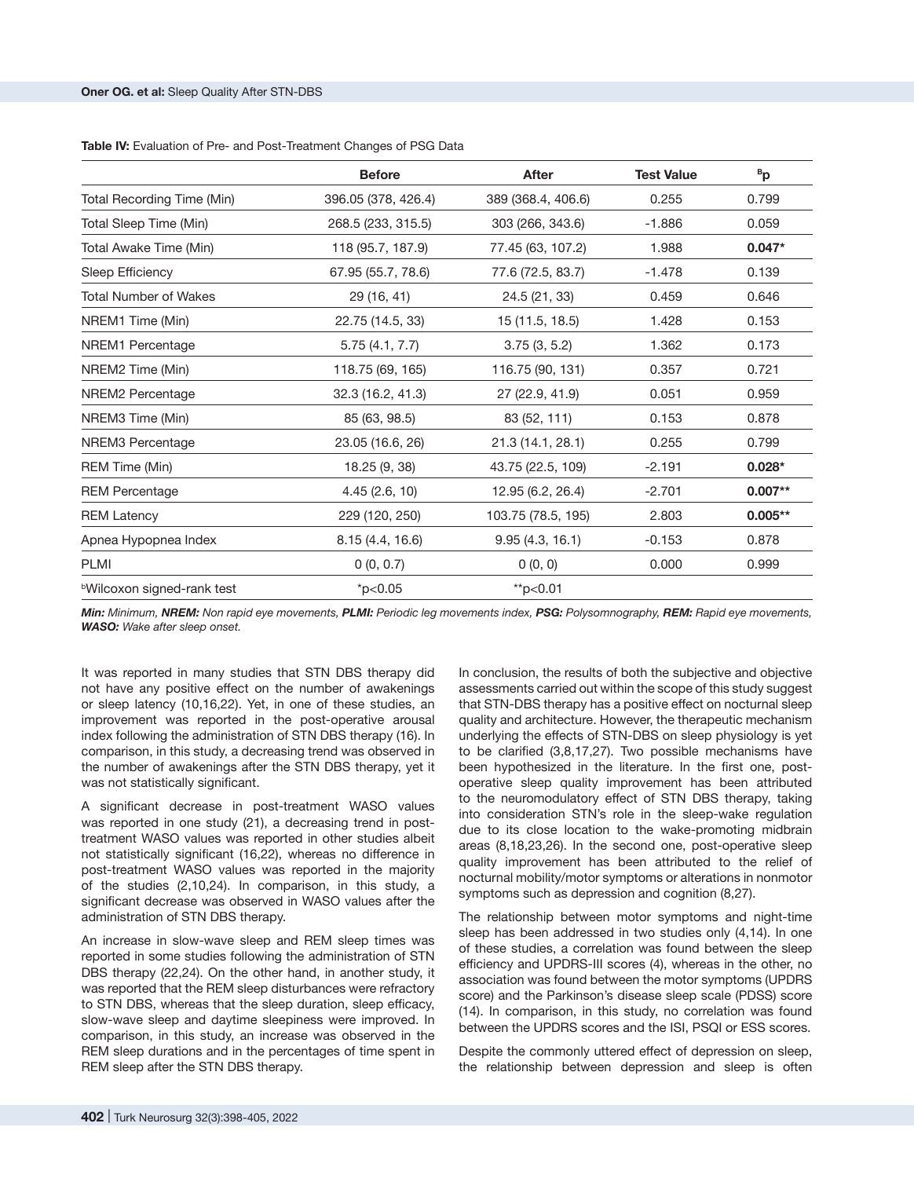**Table IV:** Evaluation of Pre- and Post-Treatment Changes of PSG Data

| | Before | After | Test Value | [B]p |
|---|---|---|---|---|
| Total Recording Time (Min) | 396.05 (378, 426.4) | 389 (368.4, 406.6) | 0.255 | 0.799 |
| Total Sleep Time (Min) | 268.5 (233, 315.5) | 303 (266, 343.6) | -1.886 | 0.059 |
| Total Awake Time (Min) | 118 (95.7, 187.9) | 77.45 (63, 107.2) | 1.988 | **0.047*** |
| Sleep Efficiency | 67.95 (55.7, 78.6) | 77.6 (72.5, 83.7) | -1.478 | 0.139 |
| Total Number of Wakes | 29 (16, 41) | 24.5 (21, 33) | 0.459 | 0.646 |
| NREM1 Time (Min) | 22.75 (14.5, 33) | 15 (11.5, 18.5) | 1.428 | 0.153 |
| NREM1 Percentage | 5.75 (4.1, 7.7) | 3.75 (3, 5.2) | 1.362 | 0.173 |
| NREM2 Time (Min) | 118.75 (69, 165) | 116.75 (90, 131) | 0.357 | 0.721 |
| NREM2 Percentage | 32.3 (16.2, 41.3) | 27 (22.9, 41.9) | 0.051 | 0.959 |
| NREM3 Time (Min) | 85 (63, 98.5) | 83 (52, 111) | 0.153 | 0.878 |
| NREM3 Percentage | 23.05 (16.6, 26) | 21.3 (14.1, 28.1) | 0.255 | 0.799 |
| REM Time (Min) | 18.25 (9, 38) | 43.75 (22.5, 109) | -2.191 | **0.028*** |
| REM Percentage | 4.45 (2.6, 10) | 12.95 (6.2, 26.4) | -2.701 | **0.007**** |
| REM Latency | 229 (120, 250) | 103.75 (78.5, 195) | 2.803 | **0.005**** |
| Apnea Hypopnea Index | 8.15 (4.4, 16.6) | 9.95 (4.3, 16.1) | -0.153 | 0.878 |
| PLMI | 0 (0, 0.7) | 0 (0, 0) | 0.000 | 0.999 |
| [b]Wilcoxon signed-rank test | *p<0.05 | **p<0.01 | | |

***Min:*** *Minimum,* ***NREM:*** *Non rapid eye movements,* ***PLMI:*** *Periodic leg movements index,* ***PSG:*** *Polysomnography,* ***REM:*** *Rapid eye movements,* ***WASO:*** *Wake after sleep onset.*

It was reported in many studies that STN DBS therapy did not have any positive effect on the number of awakenings or sleep latency (10,16,22). Yet, in one of these studies, an improvement was reported in the post-operative arousal index following the administration of STN DBS therapy (16). In comparison, in this study, a decreasing trend was observed in the number of awakenings after the STN DBS therapy, yet it was not statistically significant.

A significant decrease in post-treatment WASO values was reported in one study (21), a decreasing trend in post-treatment WASO values was reported in other studies albeit not statistically significant (16,22), whereas no difference in post-treatment WASO values was reported in the majority of the studies (2,10,24). In comparison, in this study, a significant decrease was observed in WASO values after the administration of STN DBS therapy.

An increase in slow-wave sleep and REM sleep times was reported in some studies following the administration of STN DBS therapy (22,24). On the other hand, in another study, it was reported that the REM sleep disturbances were refractory to STN DBS, whereas that the sleep duration, sleep efficacy, slow-wave sleep and daytime sleepiness were improved. In comparison, in this study, an increase was observed in the REM sleep durations and in the percentages of time spent in REM sleep after the STN DBS therapy.

In conclusion, the results of both the subjective and objective assessments carried out within the scope of this study suggest that STN-DBS therapy has a positive effect on nocturnal sleep quality and architecture. However, the therapeutic mechanism underlying the effects of STN-DBS on sleep physiology is yet to be clarified (3,8,17,27). Two possible mechanisms have been hypothesized in the literature. In the first one, post-operative sleep quality improvement has been attributed to the neuromodulatory effect of STN DBS therapy, taking into consideration STN's role in the sleep-wake regulation due to its close location to the wake-promoting midbrain areas (8,18,23,26). In the second one, post-operative sleep quality improvement has been attributed to the relief of nocturnal mobility/motor symptoms or alterations in nonmotor symptoms such as depression and cognition (8,27).

The relationship between motor symptoms and night-time sleep has been addressed in two studies only (4,14). In one of these studies, a correlation was found between the sleep efficiency and UPDRS-III scores (4), whereas in the other, no association was found between the motor symptoms (UPDRS score) and the Parkinson's disease sleep scale (PDSS) score (14). In comparison, in this study, no correlation was found between the UPDRS scores and the ISI, PSQI or ESS scores.

Despite the commonly uttered effect of depression on sleep, the relationship between depression and sleep is often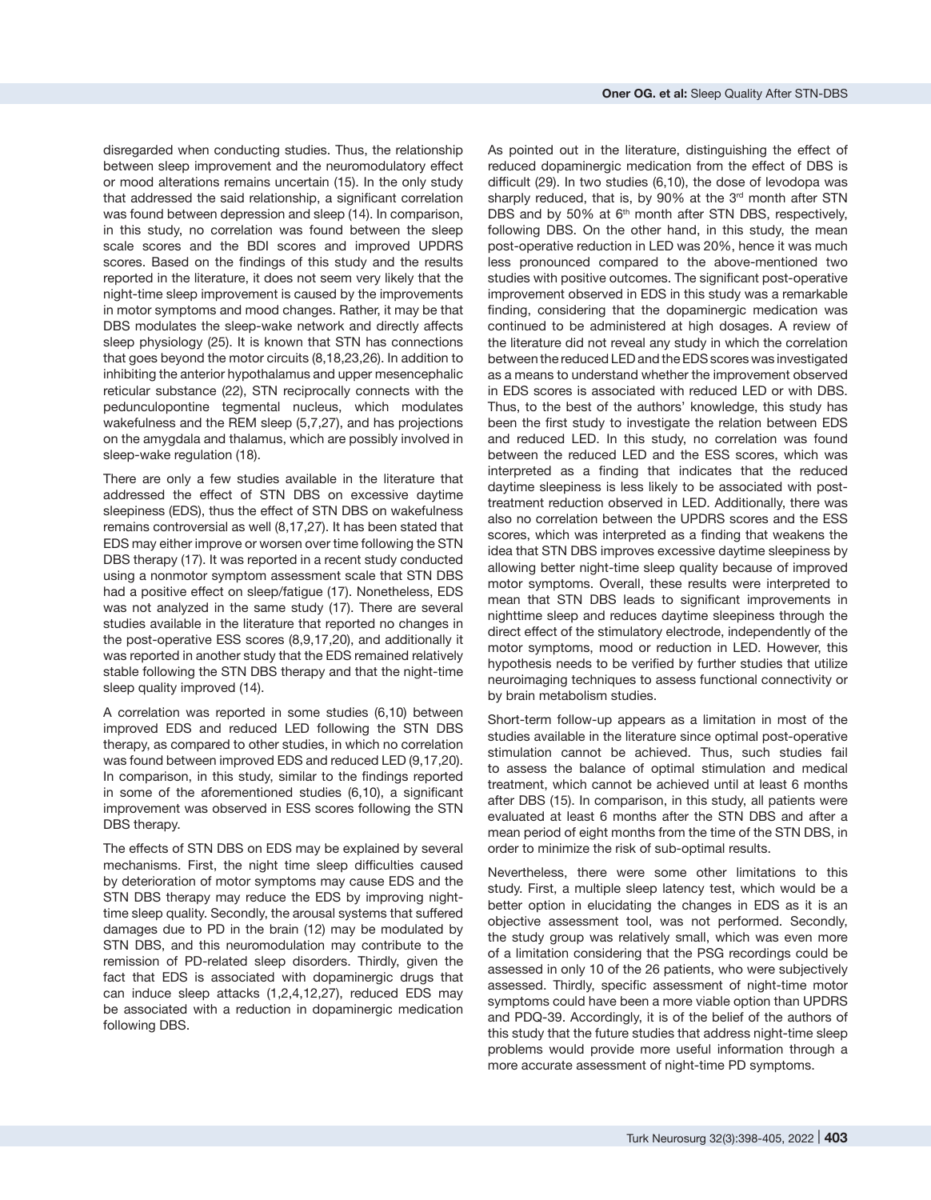disregarded when conducting studies. Thus, the relationship between sleep improvement and the neuromodulatory effect or mood alterations remains uncertain (15). In the only study that addressed the said relationship, a significant correlation was found between depression and sleep (14). In comparison, in this study, no correlation was found between the sleep scale scores and the BDI scores and improved UPDRS scores. Based on the findings of this study and the results reported in the literature, it does not seem very likely that the night-time sleep improvement is caused by the improvements in motor symptoms and mood changes. Rather, it may be that DBS modulates the sleep-wake network and directly affects sleep physiology (25). It is known that STN has connections that goes beyond the motor circuits (8,18,23,26). In addition to inhibiting the anterior hypothalamus and upper mesencephalic reticular substance (22), STN reciprocally connects with the pedunculopontine tegmental nucleus, which modulates wakefulness and the REM sleep (5,7,27), and has projections on the amygdala and thalamus, which are possibly involved in sleep-wake regulation (18).

There are only a few studies available in the literature that addressed the effect of STN DBS on excessive daytime sleepiness (EDS), thus the effect of STN DBS on wakefulness remains controversial as well (8,17,27). It has been stated that EDS may either improve or worsen over time following the STN DBS therapy (17). It was reported in a recent study conducted using a nonmotor symptom assessment scale that STN DBS had a positive effect on sleep/fatigue (17). Nonetheless, EDS was not analyzed in the same study (17). There are several studies available in the literature that reported no changes in the post-operative ESS scores (8,9,17,20), and additionally it was reported in another study that the EDS remained relatively stable following the STN DBS therapy and that the night-time sleep quality improved (14).

A correlation was reported in some studies (6,10) between improved EDS and reduced LED following the STN DBS therapy, as compared to other studies, in which no correlation was found between improved EDS and reduced LED (9,17,20). In comparison, in this study, similar to the findings reported in some of the aforementioned studies (6,10), a significant improvement was observed in ESS scores following the STN DBS therapy.

The effects of STN DBS on EDS may be explained by several mechanisms. First, the night time sleep difficulties caused by deterioration of motor symptoms may cause EDS and the STN DBS therapy may reduce the EDS by improving night-time sleep quality. Secondly, the arousal systems that suffered damages due to PD in the brain (12) may be modulated by STN DBS, and this neuromodulation may contribute to the remission of PD-related sleep disorders. Thirdly, given the fact that EDS is associated with dopaminergic drugs that can induce sleep attacks (1,2,4,12,27), reduced EDS may be associated with a reduction in dopaminergic medication following DBS.

As pointed out in the literature, distinguishing the effect of reduced dopaminergic medication from the effect of DBS is difficult (29). In two studies (6,10), the dose of levodopa was sharply reduced, that is, by 90% at the 3rd month after STN DBS and by 50% at 6th month after STN DBS, respectively, following DBS. On the other hand, in this study, the mean post-operative reduction in LED was 20%, hence it was much less pronounced compared to the above-mentioned two studies with positive outcomes. The significant post-operative improvement observed in EDS in this study was a remarkable finding, considering that the dopaminergic medication was continued to be administered at high dosages. A review of the literature did not reveal any study in which the correlation between the reduced LED and the EDS scores was investigated as a means to understand whether the improvement observed in EDS scores is associated with reduced LED or with DBS. Thus, to the best of the authors' knowledge, this study has been the first study to investigate the relation between EDS and reduced LED. In this study, no correlation was found between the reduced LED and the ESS scores, which was interpreted as a finding that indicates that the reduced daytime sleepiness is less likely to be associated with post-treatment reduction observed in LED. Additionally, there was also no correlation between the UPDRS scores and the ESS scores, which was interpreted as a finding that weakens the idea that STN DBS improves excessive daytime sleepiness by allowing better night-time sleep quality because of improved motor symptoms. Overall, these results were interpreted to mean that STN DBS leads to significant improvements in nighttime sleep and reduces daytime sleepiness through the direct effect of the stimulatory electrode, independently of the motor symptoms, mood or reduction in LED. However, this hypothesis needs to be verified by further studies that utilize neuroimaging techniques to assess functional connectivity or by brain metabolism studies.

Short-term follow-up appears as a limitation in most of the studies available in the literature since optimal post-operative stimulation cannot be achieved. Thus, such studies fail to assess the balance of optimal stimulation and medical treatment, which cannot be achieved until at least 6 months after DBS (15). In comparison, in this study, all patients were evaluated at least 6 months after the STN DBS and after a mean period of eight months from the time of the STN DBS, in order to minimize the risk of sub-optimal results.

Nevertheless, there were some other limitations to this study. First, a multiple sleep latency test, which would be a better option in elucidating the changes in EDS as it is an objective assessment tool, was not performed. Secondly, the study group was relatively small, which was even more of a limitation considering that the PSG recordings could be assessed in only 10 of the 26 patients, who were subjectively assessed. Thirdly, specific assessment of night-time motor symptoms could have been a more viable option than UPDRS and PDQ-39. Accordingly, it is of the belief of the authors of this study that the future studies that address night-time sleep problems would provide more useful information through a more accurate assessment of night-time PD symptoms.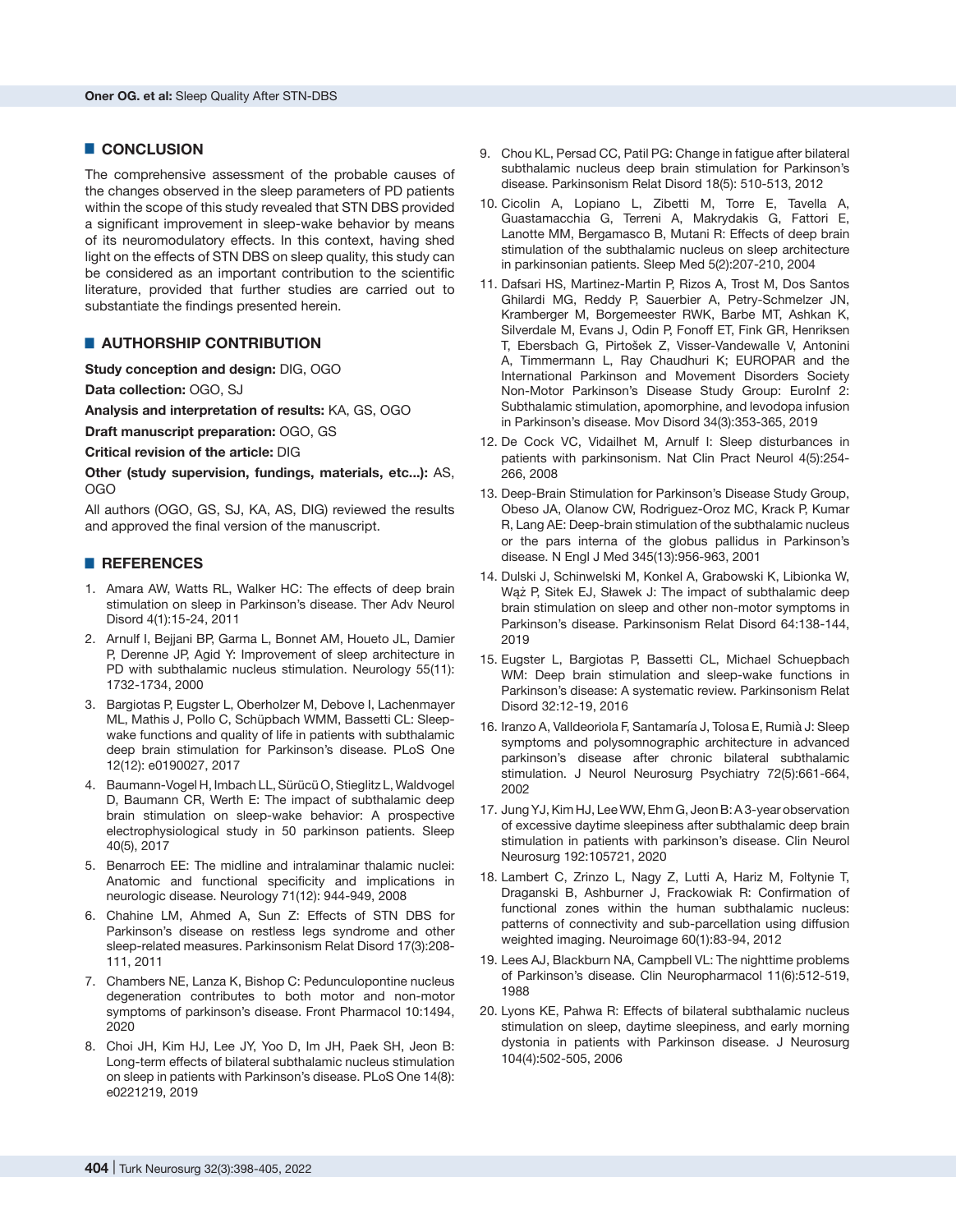## CONCLUSION

The comprehensive assessment of the probable causes of the changes observed in the sleep parameters of PD patients within the scope of this study revealed that STN DBS provided a significant improvement in sleep-wake behavior by means of its neuromodulatory effects. In this context, having shed light on the effects of STN DBS on sleep quality, this study can be considered as an important contribution to the scientific literature, provided that further studies are carried out to substantiate the findings presented herein.

## AUTHORSHIP CONTRIBUTION

**Study conception and design:** DIG, OGO

**Data collection:** OGO, SJ

**Analysis and interpretation of results:** KA, GS, OGO

**Draft manuscript preparation:** OGO, GS

**Critical revision of the article:** DIG

**Other (study supervision, fundings, materials, etc...):** AS, OGO

All authors (OGO, GS, SJ, KA, AS, DIG) reviewed the results and approved the final version of the manuscript.

## REFERENCES

1. Amara AW, Watts RL, Walker HC: The effects of deep brain stimulation on sleep in Parkinson's disease. Ther Adv Neurol Disord 4(1):15-24, 2011
2. Arnulf I, Bejjani BP, Garma L, Bonnet AM, Houeto JL, Damier P, Derenne JP, Agid Y: Improvement of sleep architecture in PD with subthalamic nucleus stimulation. Neurology 55(11): 1732-1734, 2000
3. Bargiotas P, Eugster L, Oberholzer M, Debove I, Lachenmayer ML, Mathis J, Pollo C, Schüpbach WMM, Bassetti CL: Sleep-wake functions and quality of life in patients with subthalamic deep brain stimulation for Parkinson's disease. PLoS One 12(12): e0190027, 2017
4. Baumann-Vogel H, Imbach LL, Sürücü O, Stieglitz L, Waldvogel D, Baumann CR, Werth E: The impact of subthalamic deep brain stimulation on sleep-wake behavior: A prospective electrophysiological study in 50 parkinson patients. Sleep 40(5), 2017
5. Benarroch EE: The midline and intralaminar thalamic nuclei: Anatomic and functional specificity and implications in neurologic disease. Neurology 71(12): 944-949, 2008
6. Chahine LM, Ahmed A, Sun Z: Effects of STN DBS for Parkinson's disease on restless legs syndrome and other sleep-related measures. Parkinsonism Relat Disord 17(3):208-111, 2011
7. Chambers NE, Lanza K, Bishop C: Pedunculopontine nucleus degeneration contributes to both motor and non-motor symptoms of parkinson's disease. Front Pharmacol 10:1494, 2020
8. Choi JH, Kim HJ, Lee JY, Yoo D, Im JH, Paek SH, Jeon B: Long-term effects of bilateral subthalamic nucleus stimulation on sleep in patients with Parkinson's disease. PLoS One 14(8): e0221219, 2019
9. Chou KL, Persad CC, Patil PG: Change in fatigue after bilateral subthalamic nucleus deep brain stimulation for Parkinson's disease. Parkinsonism Relat Disord 18(5): 510-513, 2012
10. Cicolin A, Lopiano L, Zibetti M, Torre E, Tavella A, Guastamacchia G, Terreni A, Makrydakis G, Fattori E, Lanotte MM, Bergamasco B, Mutani R: Effects of deep brain stimulation of the subthalamic nucleus on sleep architecture in parkinsonian patients. Sleep Med 5(2):207-210, 2004
11. Dafsari HS, Martinez-Martin P, Rizos A, Trost M, Dos Santos Ghilardi MG, Reddy P, Sauerbier A, Petry-Schmelzer JN, Kramberger M, Borgemeester RWK, Barbe MT, Ashkan K, Silverdale M, Evans J, Odin P, Fonoff ET, Fink GR, Henriksen T, Ebersbach G, Pirtošek Z, Visser-Vandewalle V, Antonini A, Timmermann L, Ray Chaudhuri K; EUROPAR and the International Parkinson and Movement Disorders Society Non-Motor Parkinson's Disease Study Group: EuroInf 2: Subthalamic stimulation, apomorphine, and levodopa infusion in Parkinson's disease. Mov Disord 34(3):353-365, 2019
12. De Cock VC, Vidailhet M, Arnulf I: Sleep disturbances in patients with parkinsonism. Nat Clin Pract Neurol 4(5):254-266, 2008
13. Deep-Brain Stimulation for Parkinson's Disease Study Group, Obeso JA, Olanow CW, Rodriguez-Oroz MC, Krack P, Kumar R, Lang AE: Deep-brain stimulation of the subthalamic nucleus or the pars interna of the globus pallidus in Parkinson's disease. N Engl J Med 345(13):956-963, 2001
14. Dulski J, Schinwelski M, Konkel A, Grabowski K, Libionka W, Wąż P, Sitek EJ, Sławek J: The impact of subthalamic deep brain stimulation on sleep and other non-motor symptoms in Parkinson's disease. Parkinsonism Relat Disord 64:138-144, 2019
15. Eugster L, Bargiotas P, Bassetti CL, Michael Schuepbach WM: Deep brain stimulation and sleep-wake functions in Parkinson's disease: A systematic review. Parkinsonism Relat Disord 32:12-19, 2016
16. Iranzo A, Valldeoriola F, Santamaría J, Tolosa E, Rumià J: Sleep symptoms and polysomnographic architecture in advanced parkinson's disease after chronic bilateral subthalamic stimulation. J Neurol Neurosurg Psychiatry 72(5):661-664, 2002
17. Jung YJ, Kim HJ, Lee WW, Ehm G, Jeon B: A 3-year observation of excessive daytime sleepiness after subthalamic deep brain stimulation in patients with parkinson's disease. Clin Neurol Neurosurg 192:105721, 2020
18. Lambert C, Zrinzo L, Nagy Z, Lutti A, Hariz M, Foltynie T, Draganski B, Ashburner J, Frackowiak R: Confirmation of functional zones within the human subthalamic nucleus: patterns of connectivity and sub-parcellation using diffusion weighted imaging. Neuroimage 60(1):83-94, 2012
19. Lees AJ, Blackburn NA, Campbell VL: The nighttime problems of Parkinson's disease. Clin Neuropharmacol 11(6):512-519, 1988
20. Lyons KE, Pahwa R: Effects of bilateral subthalamic nucleus stimulation on sleep, daytime sleepiness, and early morning dystonia in patients with Parkinson disease. J Neurosurg 104(4):502-505, 2006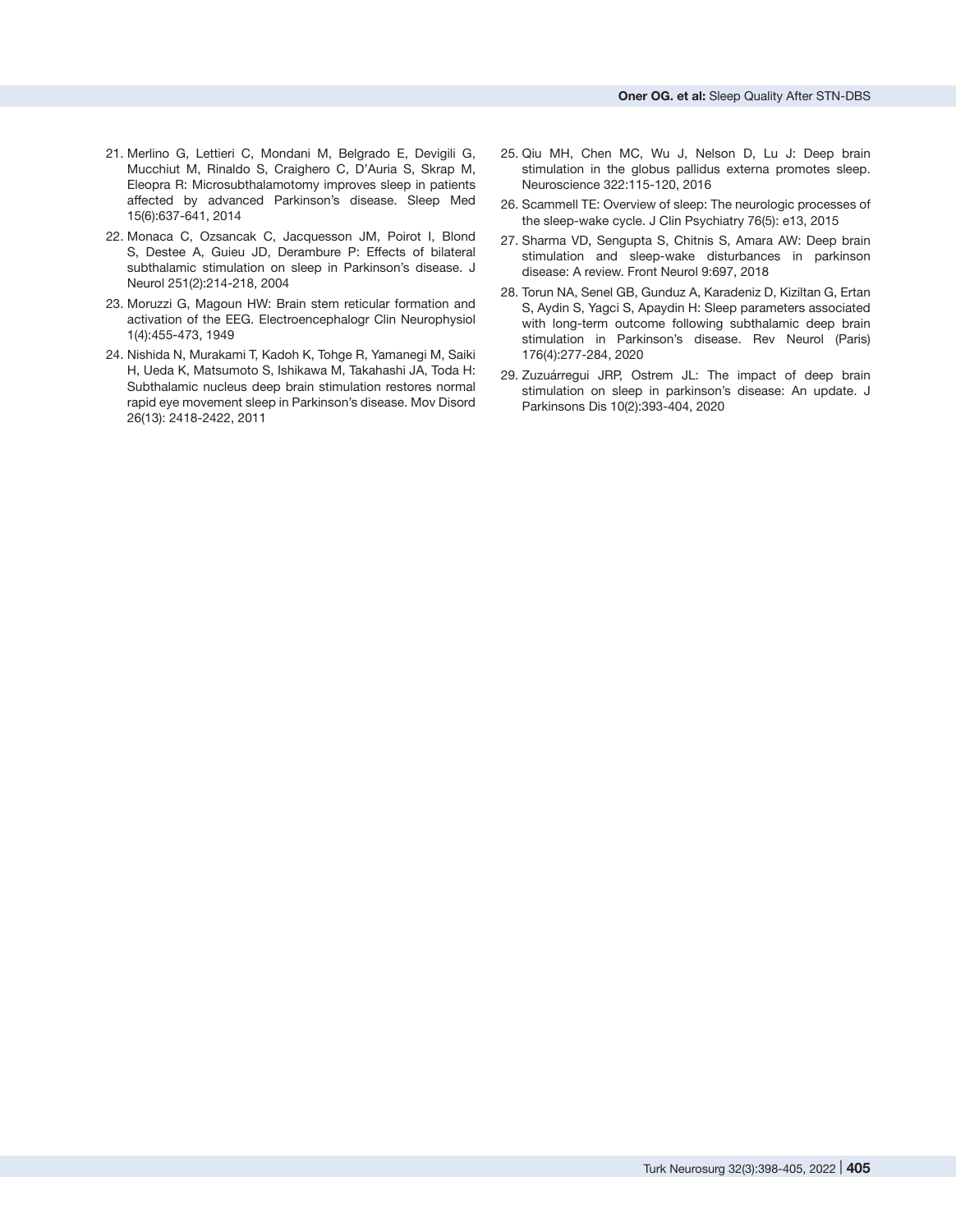21. Merlino G, Lettieri C, Mondani M, Belgrado E, Devigili G, Mucchiut M, Rinaldo S, Craighero C, D'Auria S, Skrap M, Eleopra R: Microsubthalamotomy improves sleep in patients affected by advanced Parkinson's disease. Sleep Med 15(6):637-641, 2014
22. Monaca C, Ozsancak C, Jacquesson JM, Poirot I, Blond S, Destee A, Guieu JD, Derambure P: Effects of bilateral subthalamic stimulation on sleep in Parkinson's disease. J Neurol 251(2):214-218, 2004
23. Moruzzi G, Magoun HW: Brain stem reticular formation and activation of the EEG. Electroencephalogr Clin Neurophysiol 1(4):455-473, 1949
24. Nishida N, Murakami T, Kadoh K, Tohge R, Yamanegi M, Saiki H, Ueda K, Matsumoto S, Ishikawa M, Takahashi JA, Toda H: Subthalamic nucleus deep brain stimulation restores normal rapid eye movement sleep in Parkinson's disease. Mov Disord 26(13): 2418-2422, 2011
25. Qiu MH, Chen MC, Wu J, Nelson D, Lu J: Deep brain stimulation in the globus pallidus externa promotes sleep. Neuroscience 322:115-120, 2016
26. Scammell TE: Overview of sleep: The neurologic processes of the sleep-wake cycle. J Clin Psychiatry 76(5): e13, 2015
27. Sharma VD, Sengupta S, Chitnis S, Amara AW: Deep brain stimulation and sleep-wake disturbances in parkinson disease: A review. Front Neurol 9:697, 2018
28. Torun NA, Senel GB, Gunduz A, Karadeniz D, Kiziltan G, Ertan S, Aydin S, Yagci S, Apaydin H: Sleep parameters associated with long-term outcome following subthalamic deep brain stimulation in Parkinson's disease. Rev Neurol (Paris) 176(4):277-284, 2020
29. Zuzuárregui JRP, Ostrem JL: The impact of deep brain stimulation on sleep in parkinson's disease: An update. J Parkinsons Dis 10(2):393-404, 2020